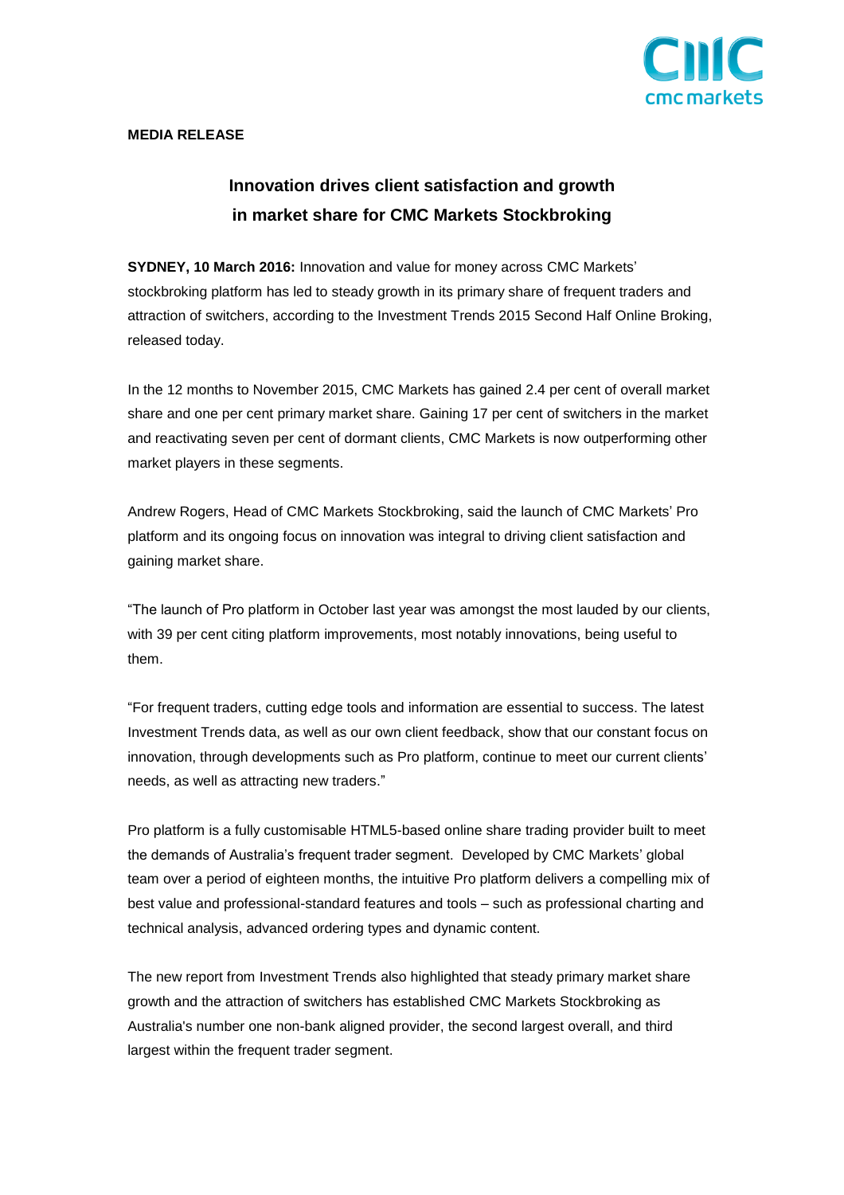**MEDIA RELEASE**

# Innovation drives client satisfaction and growth in market share for CMC Markets Stockbroking

**SYDNEY, 10 March 2016:** Innovation and value for money across CMC Markets' stockbroking platform has led to steady growth in its primary share of frequent traders and attraction of switchers, according to the Investment Trends 2015 Second Half Online Broking, released today.

In the 12 months to November 2015, CMC Markets has gained 2.4 per cent of overall market share and one per cent primary market share. Gaining 17 per cent of switchers in the market and reactivating seven per cent of dormant clients, CMC Markets is now outperforming other market players in these segments.

Andrew Rogers, Head of CMC Markets Stockbroking, said the launch of CMC Markets' Pro platform and its ongoing focus on innovation was integral to driving client satisfaction and gaining market share.

"The launch of Pro platform in October last year was amongst the most lauded by our clients, with 39 per cent citing platform improvements, most notably innovations, being useful to them.

"For frequent traders, cutting edge tools and information are essential to success. The latest Investment Trends data, as well as our own client feedback, show that our constant focus on innovation, through developments such as Pro platform, continue to meet our current clients' needs, as well as attracting new traders."

Pro platform is a fully customisable HTML5-based online share trading provider built to meet the demands of Australia's frequent trader segment. Developed by CMC Markets' global team over a period of eighteen months, the intuitive Pro platform delivers a compelling mix of best value and professional-standard features and tools – such as professional charting and technical analysis, advanced ordering types and dynamic content.

The new report from Investment Trends also highlighted that steady primary market share growth and the attraction of switchers has established CMC Markets Stockbroking as Australia's number one non-bank aligned provider, the second largest overall, and third largest within the frequent trader segment.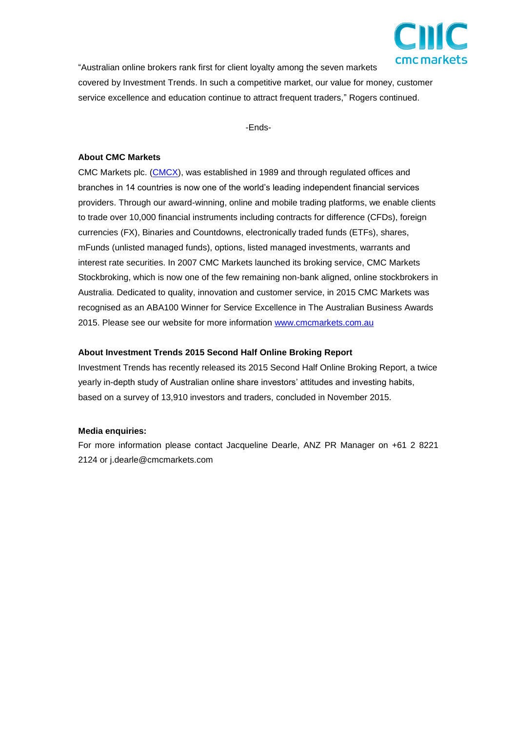"Australian online brokers rank first for client loyalty among the seven markets covered by Investment Trends. In such a competitive market, our value for money, customer service excellence and education continue to attract frequent traders," Rogers continued.

-Ends-

**About CMC Markets**

CMC Markets plc. (CMCX), was established in 1989 and through regulated offices and branches in 14 countries is now one of the world's leading independent financial services providers. Through our award-winning, online and mobile trading platforms, we enable clients to trade over 10,000 financial instruments including contracts for difference (CFDs), foreign currencies (FX), Binaries and Countdowns, electronically traded funds (ETFs), shares, mFunds (unlisted managed funds), options, listed managed investments, warrants and interest rate securities. In 2007 CMC Markets launched its broking service, CMC Markets Stockbroking, which is now one of the few remaining non-bank aligned, online stockbrokers in Australia. Dedicated to quality, innovation and customer service, in 2015 CMC Markets was recognised as an ABA100 Winner for Service Excellence in The Australian Business Awards 2015. Please see our website for more information www.cmcmarkets.com.au

**About Investment Trends 2015 Second Half Online Broking Report**

Investment Trends has recently released its 2015 Second Half Online Broking Report, a twice yearly in-depth study of Australian online share investors' attitudes and investing habits, based on a survey of 13,910 investors and traders, concluded in November 2015.

**Media enquiries:**

For more information please contact Jacqueline Dearle, ANZ PR Manager on +61 2 8221 2124 or j.dearle@cmcmarkets.com